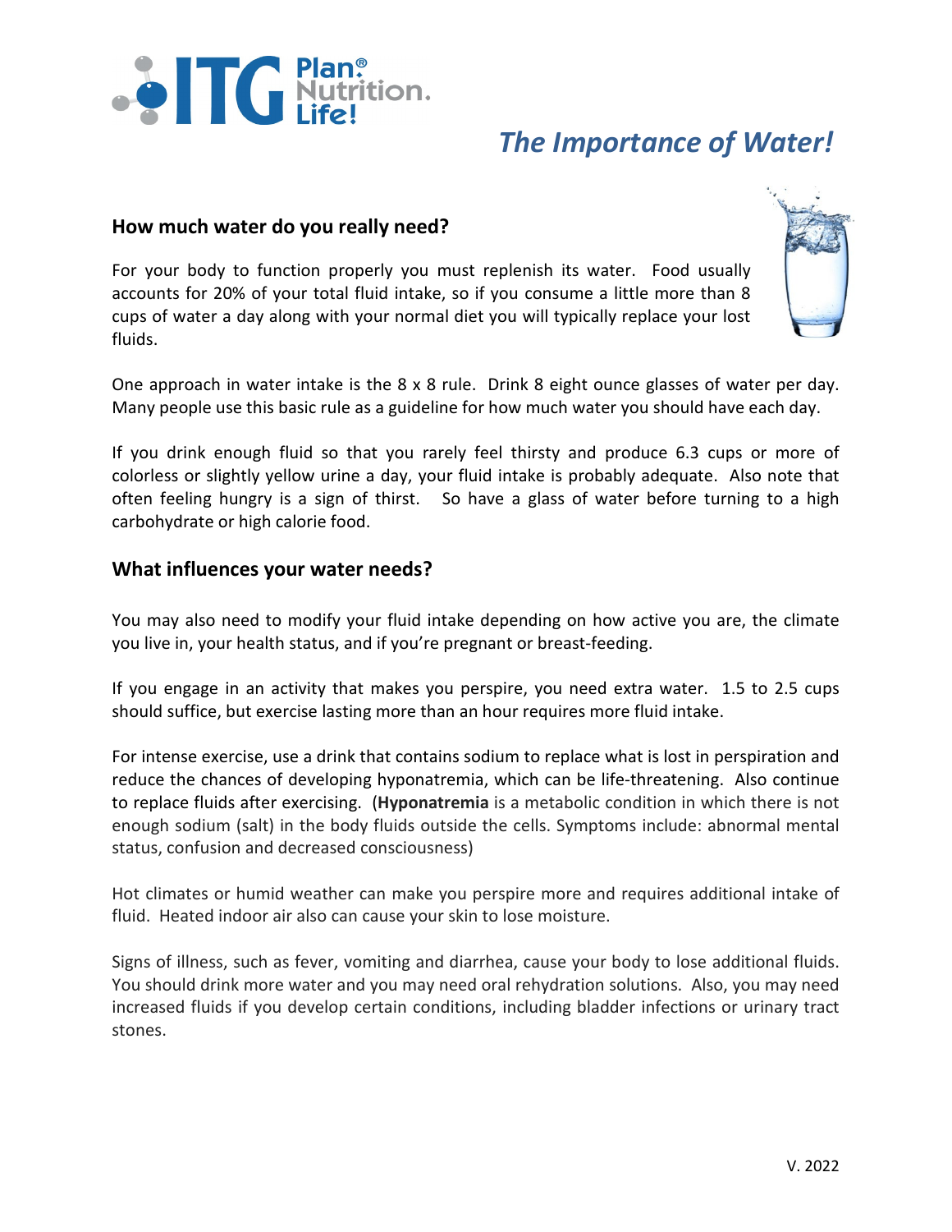# The Importance of Water!

## How much water do you really need?

For your body to function properly you must replenish its water. Food usually accounts for 20% of your total fluid intake, so if you consume a little more than 8 cups of water a day along with your normal diet you will typically replace your lost fluids.

One approach in water intake is the 8 x 8 rule. Drink 8 eight ounce glasses of water per day. Many people use this basic rule as a guideline for how much water you should have each day.

If you drink enough fluid so that you rarely feel thirsty and produce 6.3 cups or more of colorless or slightly yellow urine a day, your fluid intake is probably adequate. Also note that often feeling hungry is a sign of thirst. So have a glass of water before turning to a high carbohydrate or high calorie food.

## What influences your water needs?

You may also need to modify your fluid intake depending on how active you are, the climate you live in, your health status, and if you're pregnant or breast-feeding.

If you engage in an activity that makes you perspire, you need extra water. 1.5 to 2.5 cups should suffice, but exercise lasting more than an hour requires more fluid intake.

For intense exercise, use a drink that contains sodium to replace what is lost in perspiration and reduce the chances of developing hyponatremia, which can be life-threatening. Also continue to replace fluids after exercising. (**Hyponatremia** is a metabolic condition in which there is not enough sodium (salt) in the body fluids outside the cells. Symptoms include: abnormal mental status, confusion and decreased consciousness)

Hot climates or humid weather can make you perspire more and requires additional intake of fluid. Heated indoor air also can cause your skin to lose moisture.

Signs of illness, such as fever, vomiting and diarrhea, cause your body to lose additional fluids. You should drink more water and you may need oral rehydration solutions. Also, you may need increased fluids if you develop certain conditions, including bladder infections or urinary tract stones.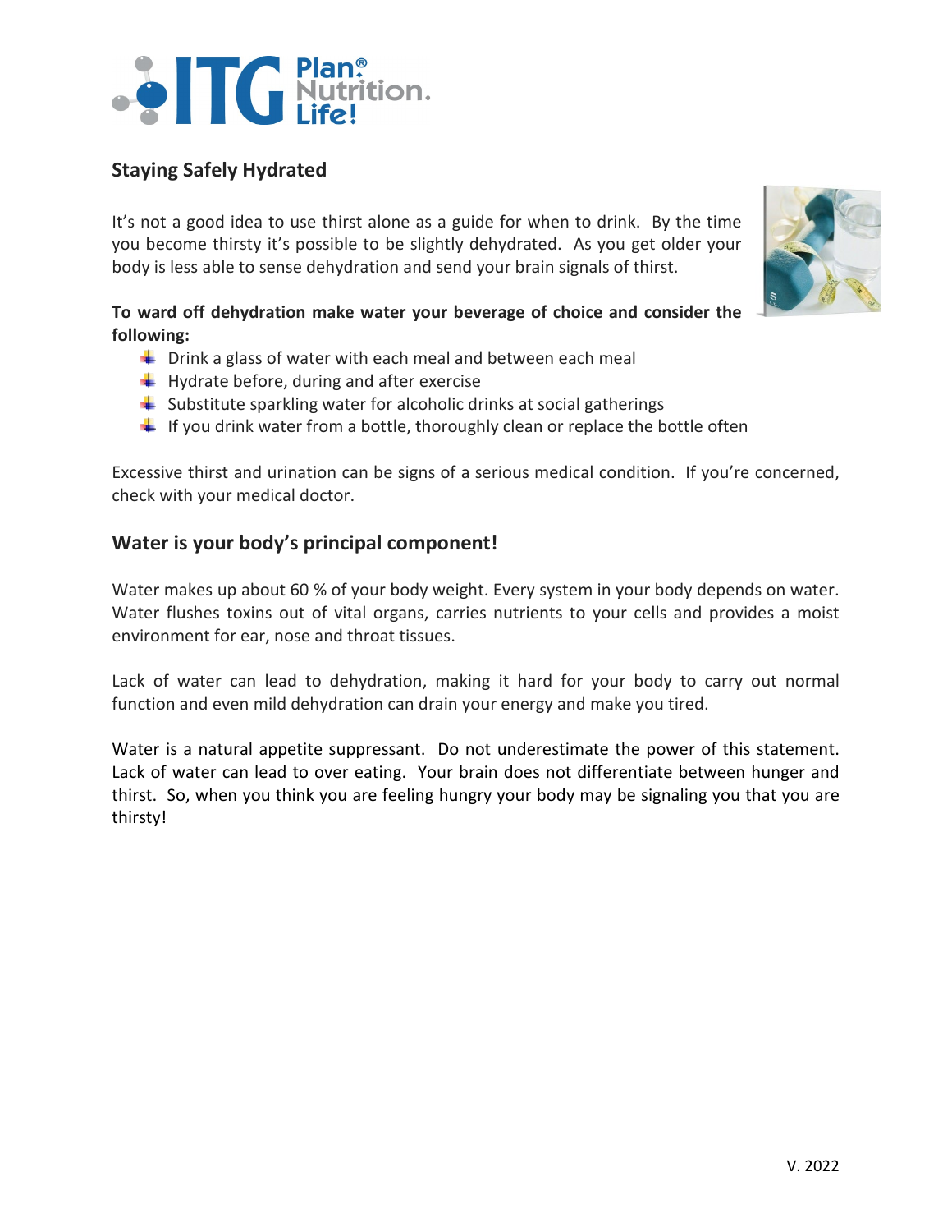## Staying Safely Hydrated

It's not a good idea to use thirst alone as a guide for when to drink. By the time you become thirsty it's possible to be slightly dehydrated. As you get older your body is less able to sense dehydration and send your brain signals of thirst.

**To ward off dehydration make water your beverage of choice and consider the following:**

- Drink a glass of water with each meal and between each meal
- Hydrate before, during and after exercise
- Substitute sparkling water for alcoholic drinks at social gatherings
- If you drink water from a bottle, thoroughly clean or replace the bottle often

Excessive thirst and urination can be signs of a serious medical condition. If you're concerned, check with your medical doctor.

## Water is your body's principal component!

Water makes up about 60 % of your body weight. Every system in your body depends on water. Water flushes toxins out of vital organs, carries nutrients to your cells and provides a moist environment for ear, nose and throat tissues.

Lack of water can lead to dehydration, making it hard for your body to carry out normal function and even mild dehydration can drain your energy and make you tired.

Water is a natural appetite suppressant. Do not underestimate the power of this statement. Lack of water can lead to over eating. Your brain does not differentiate between hunger and thirst. So, when you think you are feeling hungry your body may be signaling you that you are thirsty!

V. 2022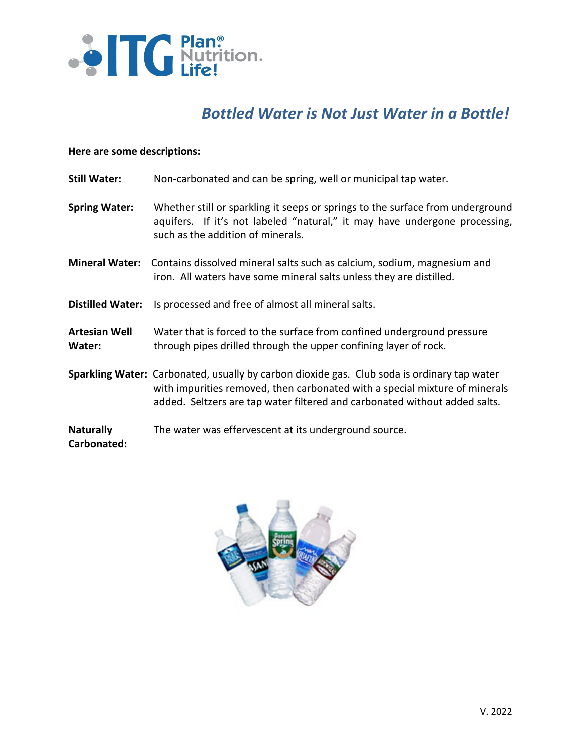# Bottled Water is Not Just Water in a Bottle!

**Here are some descriptions:**

**Still Water:** Non-carbonated and can be spring, well or municipal tap water.

**Spring Water:** Whether still or sparkling it seeps or springs to the surface from underground aquifers. If it's not labeled "natural," it may have undergone processing, such as the addition of minerals.

**Mineral Water:** Contains dissolved mineral salts such as calcium, sodium, magnesium and iron. All waters have some mineral salts unless they are distilled.

**Distilled Water:** Is processed and free of almost all mineral salts.

**Artesian Well Water:** Water that is forced to the surface from confined underground pressure through pipes drilled through the upper confining layer of rock.

**Sparkling Water:** Carbonated, usually by carbon dioxide gas. Club soda is ordinary tap water with impurities removed, then carbonated with a special mixture of minerals added. Seltzers are tap water filtered and carbonated without added salts.

**Naturally Carbonated:** The water was effervescent at its underground source.

V. 2022